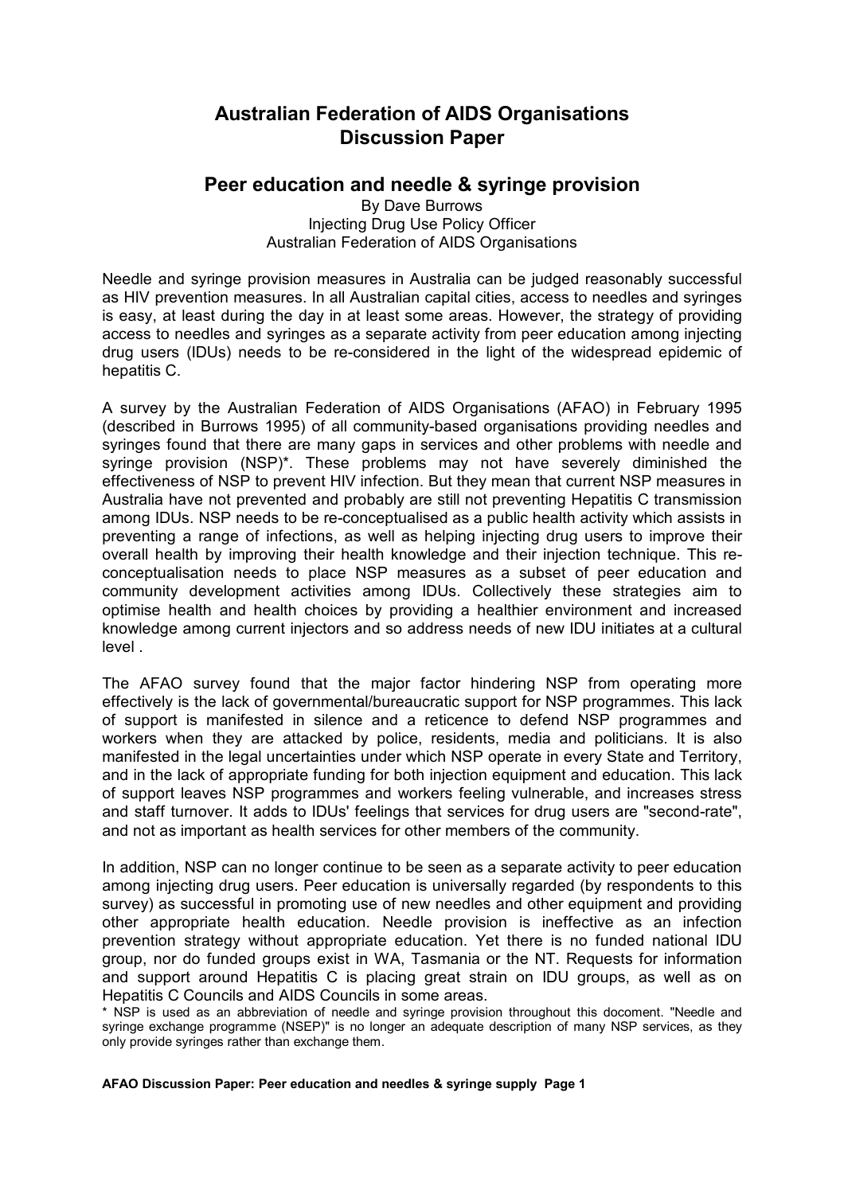# Australian Federation of AIDS Organisations Discussion Paper

## Peer education and needle & syringe provision

By Dave Burrows
Injecting Drug Use Policy Officer
Australian Federation of AIDS Organisations

Needle and syringe provision measures in Australia can be judged reasonably successful as HIV prevention measures. In all Australian capital cities, access to needles and syringes is easy, at least during the day in at least some areas. However, the strategy of providing access to needles and syringes as a separate activity from peer education among injecting drug users (IDUs) needs to be re-considered in the light of the widespread epidemic of hepatitis C.

A survey by the Australian Federation of AIDS Organisations (AFAO) in February 1995 (described in Burrows 1995) of all community-based organisations providing needles and syringes found that there are many gaps in services and other problems with needle and syringe provision (NSP)*. These problems may not have severely diminished the effectiveness of NSP to prevent HIV infection. But they mean that current NSP measures in Australia have not prevented and probably are still not preventing Hepatitis C transmission among IDUs. NSP needs to be re-conceptualised as a public health activity which assists in preventing a range of infections, as well as helping injecting drug users to improve their overall health by improving their health knowledge and their injection technique. This re-conceptualisation needs to place NSP measures as a subset of peer education and community development activities among IDUs. Collectively these strategies aim to optimise health and health choices by providing a healthier environment and increased knowledge among current injectors and so address needs of new IDU initiates at a cultural level .

The AFAO survey found that the major factor hindering NSP from operating more effectively is the lack of governmental/bureaucratic support for NSP programmes. This lack of support is manifested in silence and a reticence to defend NSP programmes and workers when they are attacked by police, residents, media and politicians. It is also manifested in the legal uncertainties under which NSP operate in every State and Territory, and in the lack of appropriate funding for both injection equipment and education. This lack of support leaves NSP programmes and workers feeling vulnerable, and increases stress and staff turnover. It adds to IDUs' feelings that services for drug users are "second-rate", and not as important as health services for other members of the community.

In addition, NSP can no longer continue to be seen as a separate activity to peer education among injecting drug users. Peer education is universally regarded (by respondents to this survey) as successful in promoting use of new needles and other equipment and providing other appropriate health education. Needle provision is ineffective as an infection prevention strategy without appropriate education. Yet there is no funded national IDU group, nor do funded groups exist in WA, Tasmania or the NT. Requests for information and support around Hepatitis C is placing great strain on IDU groups, as well as on Hepatitis C Councils and AIDS Councils in some areas.

* NSP is used as an abbreviation of needle and syringe provision throughout this docoment. "Needle and syringe exchange programme (NSEP)" is no longer an adequate description of many NSP services, as they only provide syringes rather than exchange them.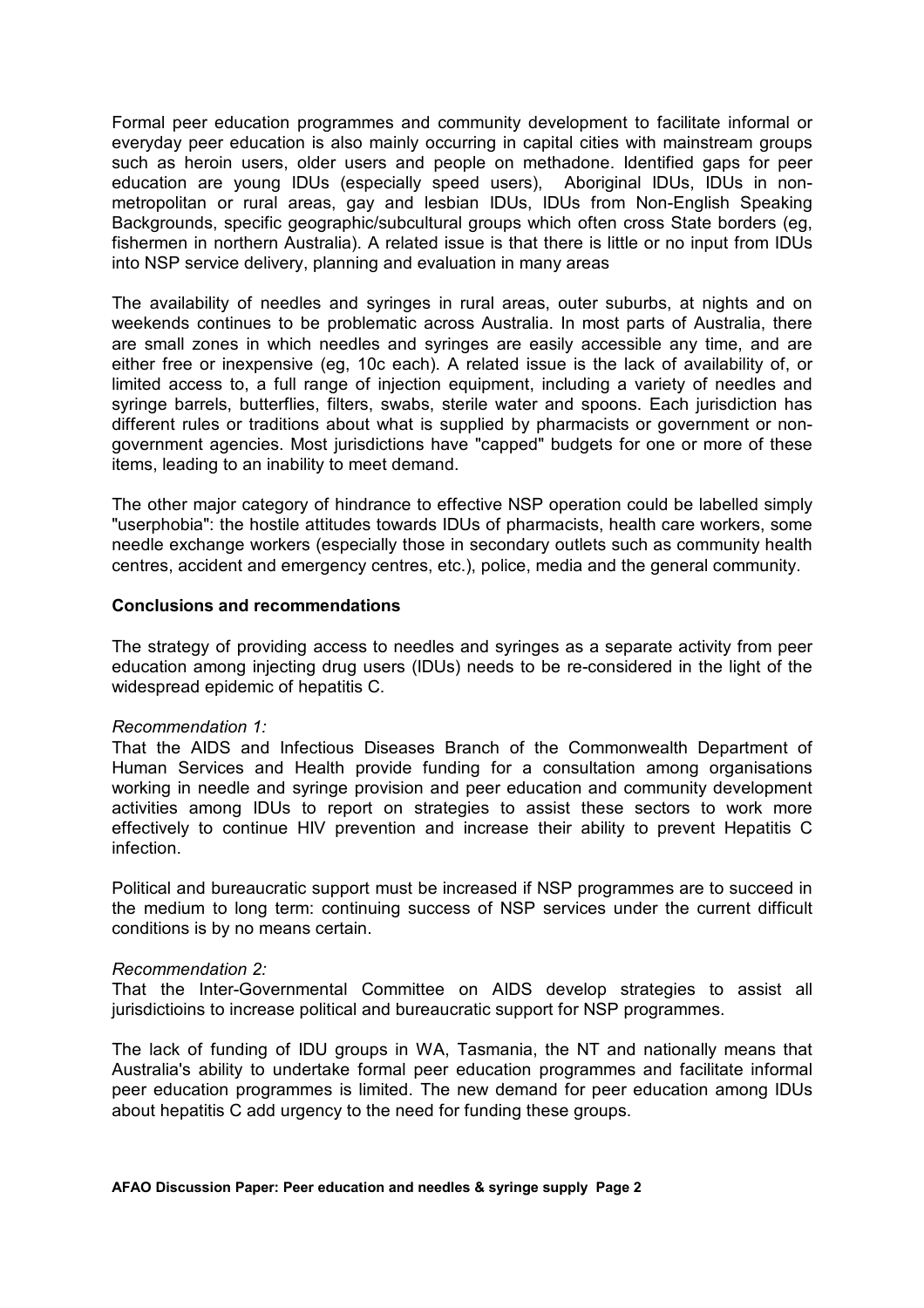Formal peer education programmes and community development to facilitate informal or everyday peer education is also mainly occurring in capital cities with mainstream groups such as heroin users, older users and people on methadone. Identified gaps for peer education are young IDUs (especially speed users), Aboriginal IDUs, IDUs in non-metropolitan or rural areas, gay and lesbian IDUs, IDUs from Non-English Speaking Backgrounds, specific geographic/subcultural groups which often cross State borders (eg, fishermen in northern Australia). A related issue is that there is little or no input from IDUs into NSP service delivery, planning and evaluation in many areas

The availability of needles and syringes in rural areas, outer suburbs, at nights and on weekends continues to be problematic across Australia. In most parts of Australia, there are small zones in which needles and syringes are easily accessible any time, and are either free or inexpensive (eg, 10c each). A related issue is the lack of availability of, or limited access to, a full range of injection equipment, including a variety of needles and syringe barrels, butterflies, filters, swabs, sterile water and spoons. Each jurisdiction has different rules or traditions about what is supplied by pharmacists or government or non-government agencies. Most jurisdictions have "capped" budgets for one or more of these items, leading to an inability to meet demand.

The other major category of hindrance to effective NSP operation could be labelled simply "userphobia": the hostile attitudes towards IDUs of pharmacists, health care workers, some needle exchange workers (especially those in secondary outlets such as community health centres, accident and emergency centres, etc.), police, media and the general community.

**Conclusions and recommendations**

The strategy of providing access to needles and syringes as a separate activity from peer education among injecting drug users (IDUs) needs to be re-considered in the light of the widespread epidemic of hepatitis C.

*Recommendation 1:*
That the AIDS and Infectious Diseases Branch of the Commonwealth Department of Human Services and Health provide funding for a consultation among organisations working in needle and syringe provision and peer education and community development activities among IDUs to report on strategies to assist these sectors to work more effectively to continue HIV prevention and increase their ability to prevent Hepatitis C infection.

Political and bureaucratic support must be increased if NSP programmes are to succeed in the medium to long term: continuing success of NSP services under the current difficult conditions is by no means certain.

*Recommendation 2:*
That the Inter-Governmental Committee on AIDS develop strategies to assist all jurisdictioins to increase political and bureaucratic support for NSP programmes.

The lack of funding of IDU groups in WA, Tasmania, the NT and nationally means that Australia's ability to undertake formal peer education programmes and facilitate informal peer education programmes is limited. The new demand for peer education among IDUs about hepatitis C add urgency to the need for funding these groups.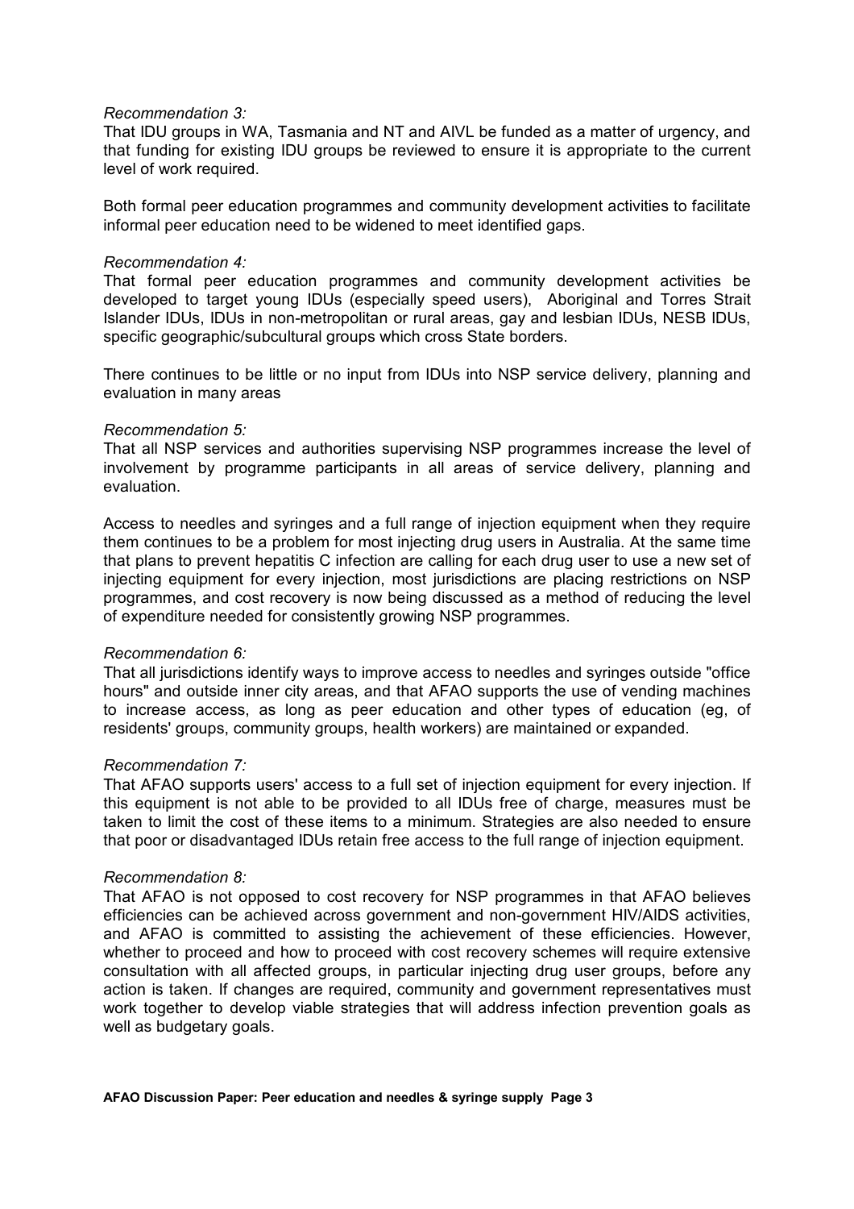*Recommendation 3:*
That IDU groups in WA, Tasmania and NT and AIVL be funded as a matter of urgency, and that funding for existing IDU groups be reviewed to ensure it is appropriate to the current level of work required.

Both formal peer education programmes and community development activities to facilitate informal peer education need to be widened to meet identified gaps.

*Recommendation 4:*
That formal peer education programmes and community development activities be developed to target young IDUs (especially speed users), Aboriginal and Torres Strait Islander IDUs, IDUs in non-metropolitan or rural areas, gay and lesbian IDUs, NESB IDUs, specific geographic/subcultural groups which cross State borders.

There continues to be little or no input from IDUs into NSP service delivery, planning and evaluation in many areas

*Recommendation 5:*
That all NSP services and authorities supervising NSP programmes increase the level of involvement by programme participants in all areas of service delivery, planning and evaluation.

Access to needles and syringes and a full range of injection equipment when they require them continues to be a problem for most injecting drug users in Australia. At the same time that plans to prevent hepatitis C infection are calling for each drug user to use a new set of injecting equipment for every injection, most jurisdictions are placing restrictions on NSP programmes, and cost recovery is now being discussed as a method of reducing the level of expenditure needed for consistently growing NSP programmes.

*Recommendation 6:*
That all jurisdictions identify ways to improve access to needles and syringes outside "office hours" and outside inner city areas, and that AFAO supports the use of vending machines to increase access, as long as peer education and other types of education (eg, of residents' groups, community groups, health workers) are maintained or expanded.

*Recommendation 7:*
That AFAO supports users' access to a full set of injection equipment for every injection. If this equipment is not able to be provided to all IDUs free of charge, measures must be taken to limit the cost of these items to a minimum. Strategies are also needed to ensure that poor or disadvantaged IDUs retain free access to the full range of injection equipment.

*Recommendation 8:*
That AFAO is not opposed to cost recovery for NSP programmes in that AFAO believes efficiencies can be achieved across government and non-government HIV/AIDS activities, and AFAO is committed to assisting the achievement of these efficiencies. However, whether to proceed and how to proceed with cost recovery schemes will require extensive consultation with all affected groups, in particular injecting drug user groups, before any action is taken. If changes are required, community and government representatives must work together to develop viable strategies that will address infection prevention goals as well as budgetary goals.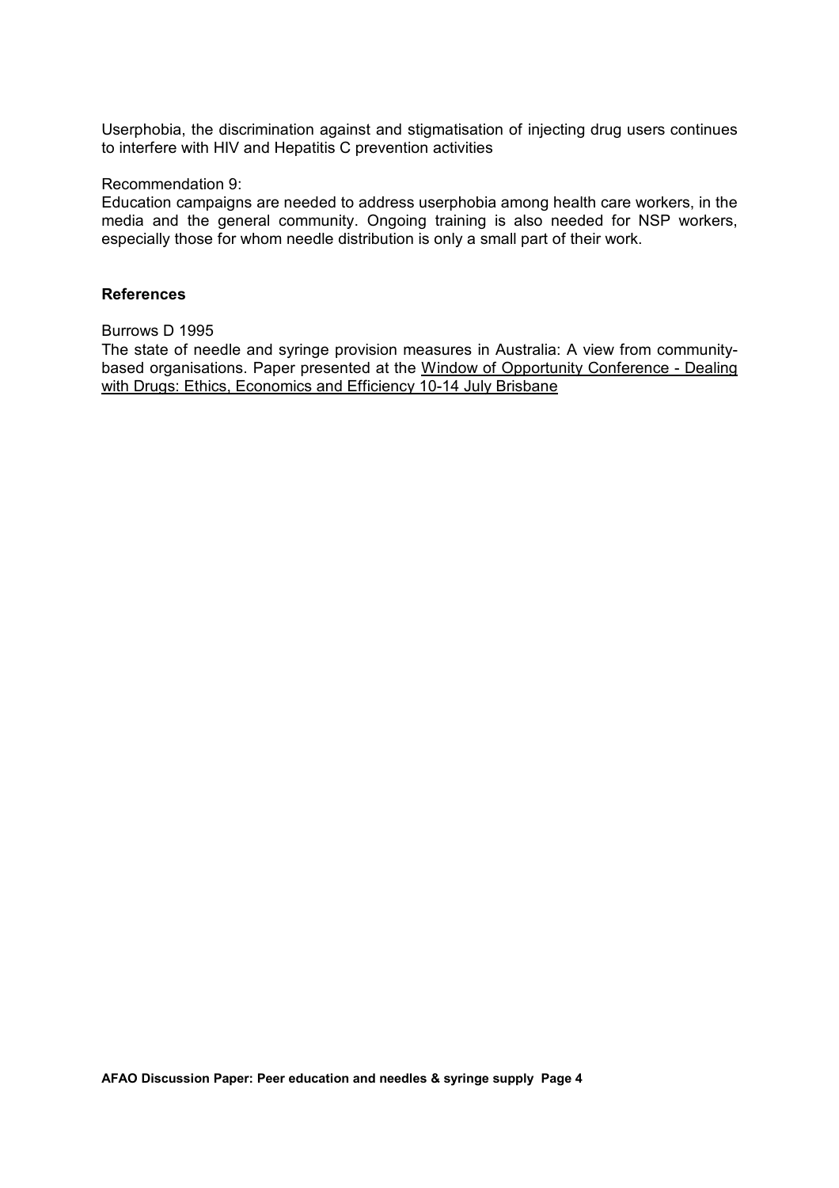Userphobia, the discrimination against and stigmatisation of injecting drug users continues to interfere with HIV and Hepatitis C prevention activities

Recommendation 9:
Education campaigns are needed to address userphobia among health care workers, in the media and the general community. Ongoing training is also needed for NSP workers, especially those for whom needle distribution is only a small part of their work.

## References

Burrows D 1995
The state of needle and syringe provision measures in Australia: A view from community-based organisations. Paper presented at the Window of Opportunity Conference - Dealing with Drugs: Ethics, Economics and Efficiency 10-14 July Brisbane